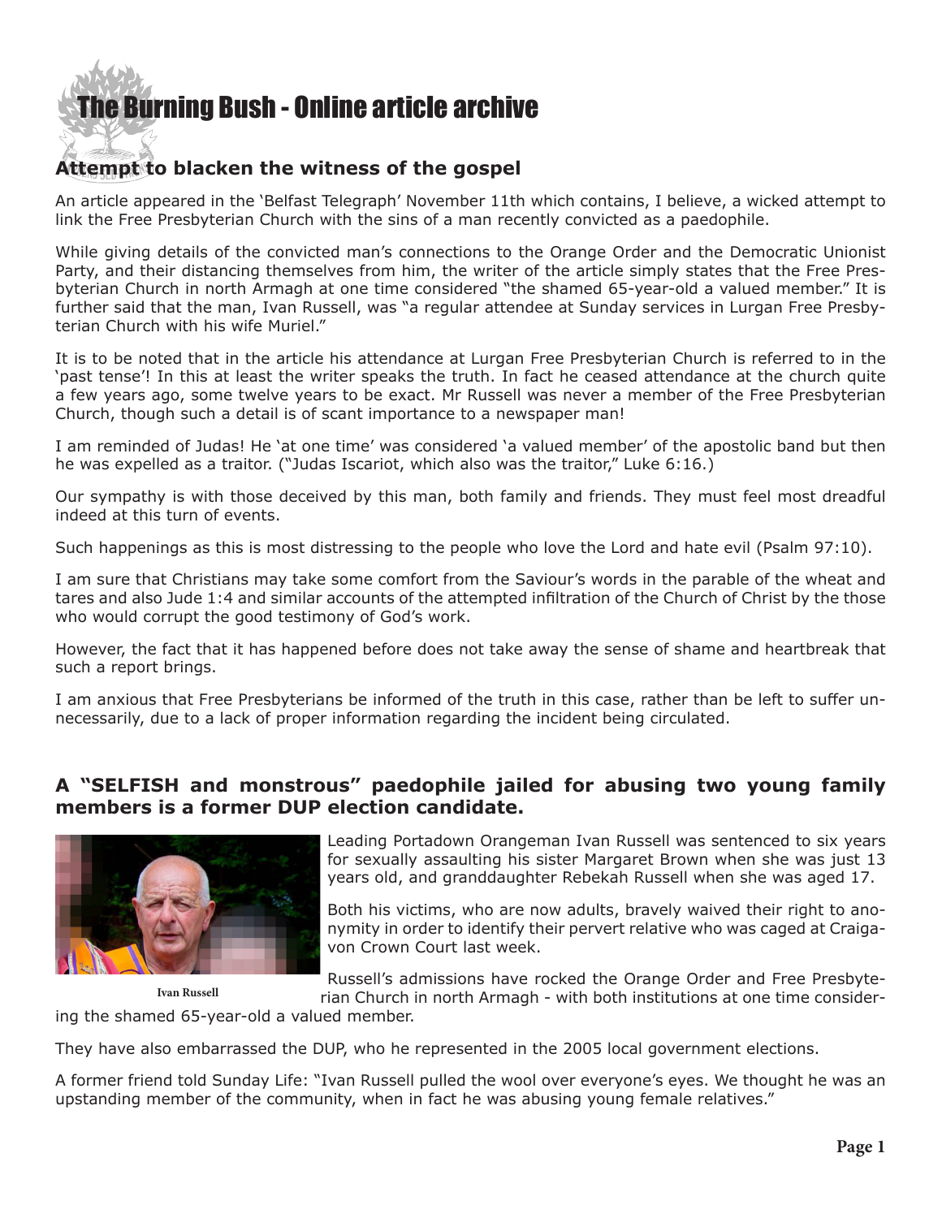# The Burning Bush - Online article archive

## Attempt to blacken the witness of the gospel

An article appeared in the 'Belfast Telegraph' November 11th which contains, I believe, a wicked attempt to link the Free Presbyterian Church with the sins of a man recently convicted as a paedophile.

While giving details of the convicted man's connections to the Orange Order and the Democratic Unionist Party, and their distancing themselves from him, the writer of the article simply states that the Free Presbyterian Church in north Armagh at one time considered "the shamed 65-year-old a valued member." It is further said that the man, Ivan Russell, was "a regular attendee at Sunday services in Lurgan Free Presbyterian Church with his wife Muriel."

It is to be noted that in the article his attendance at Lurgan Free Presbyterian Church is referred to in the 'past tense'! In this at least the writer speaks the truth. In fact he ceased attendance at the church quite a few years ago, some twelve years to be exact. Mr Russell was never a member of the Free Presbyterian Church, though such a detail is of scant importance to a newspaper man!

I am reminded of Judas! He 'at one time' was considered 'a valued member' of the apostolic band but then he was expelled as a traitor. ("Judas Iscariot, which also was the traitor," Luke 6:16.)

Our sympathy is with those deceived by this man, both family and friends. They must feel most dreadful indeed at this turn of events.

Such happenings as this is most distressing to the people who love the Lord and hate evil (Psalm 97:10).

I am sure that Christians may take some comfort from the Saviour's words in the parable of the wheat and tares and also Jude 1:4 and similar accounts of the attempted infiltration of the Church of Christ by the those who would corrupt the good testimony of God's work.

However, the fact that it has happened before does not take away the sense of shame and heartbreak that such a report brings.

I am anxious that Free Presbyterians be informed of the truth in this case, rather than be left to suffer unnecessarily, due to a lack of proper information regarding the incident being circulated.

## A "SELFISH and monstrous" paedophile jailed for abusing two young family members is a former DUP election candidate.

Ivan Russell

Leading Portadown Orangeman Ivan Russell was sentenced to six years for sexually assaulting his sister Margaret Brown when she was just 13 years old, and granddaughter Rebekah Russell when she was aged 17.

Both his victims, who are now adults, bravely waived their right to anonymity in order to identify their pervert relative who was caged at Craigavon Crown Court last week.

Russell's admissions have rocked the Orange Order and Free Presbyterian Church in north Armagh - with both institutions at one time considering the shamed 65-year-old a valued member.

They have also embarrassed the DUP, who he represented in the 2005 local government elections.

A former friend told Sunday Life: "Ivan Russell pulled the wool over everyone's eyes. We thought he was an upstanding member of the community, when in fact he was abusing young female relatives."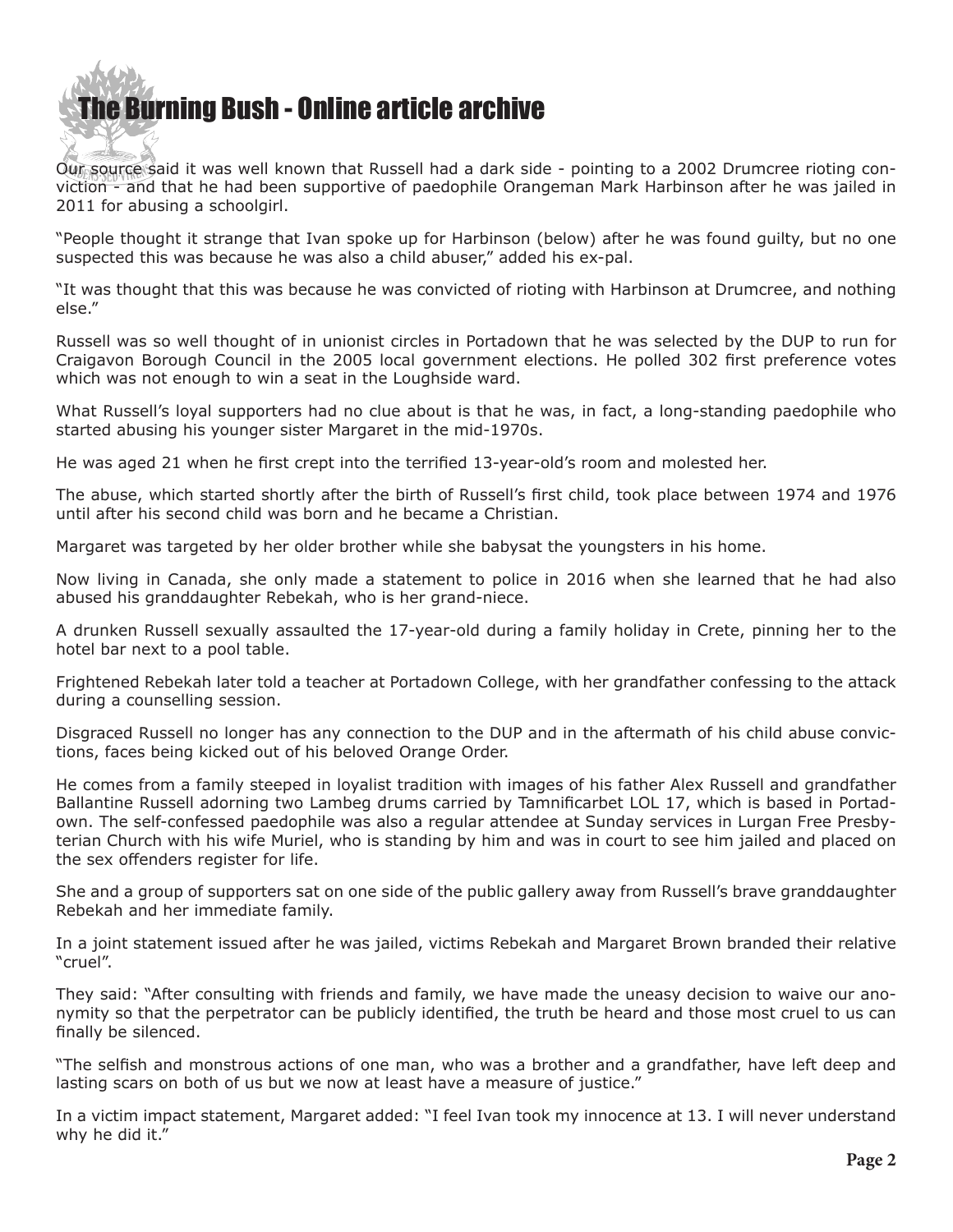Our source said it was well known that Russell had a dark side - pointing to a 2002 Drumcree rioting conviction - and that he had been supportive of paedophile Orangeman Mark Harbinson after he was jailed in 2011 for abusing a schoolgirl.

"People thought it strange that Ivan spoke up for Harbinson (below) after he was found guilty, but no one suspected this was because he was also a child abuser," added his ex-pal.

"It was thought that this was because he was convicted of rioting with Harbinson at Drumcree, and nothing else."

Russell was so well thought of in unionist circles in Portadown that he was selected by the DUP to run for Craigavon Borough Council in the 2005 local government elections. He polled 302 first preference votes which was not enough to win a seat in the Loughside ward.

What Russell's loyal supporters had no clue about is that he was, in fact, a long-standing paedophile who started abusing his younger sister Margaret in the mid-1970s.

He was aged 21 when he first crept into the terrified 13-year-old's room and molested her.

The abuse, which started shortly after the birth of Russell's first child, took place between 1974 and 1976 until after his second child was born and he became a Christian.

Margaret was targeted by her older brother while she babysat the youngsters in his home.

Now living in Canada, she only made a statement to police in 2016 when she learned that he had also abused his granddaughter Rebekah, who is her grand-niece.

A drunken Russell sexually assaulted the 17-year-old during a family holiday in Crete, pinning her to the hotel bar next to a pool table.

Frightened Rebekah later told a teacher at Portadown College, with her grandfather confessing to the attack during a counselling session.

Disgraced Russell no longer has any connection to the DUP and in the aftermath of his child abuse convictions, faces being kicked out of his beloved Orange Order.

He comes from a family steeped in loyalist tradition with images of his father Alex Russell and grandfather Ballantine Russell adorning two Lambeg drums carried by Tamnificarbet LOL 17, which is based in Portadown. The self-confessed paedophile was also a regular attendee at Sunday services in Lurgan Free Presbyterian Church with his wife Muriel, who is standing by him and was in court to see him jailed and placed on the sex offenders register for life.

She and a group of supporters sat on one side of the public gallery away from Russell's brave granddaughter Rebekah and her immediate family.

In a joint statement issued after he was jailed, victims Rebekah and Margaret Brown branded their relative "cruel".

They said: "After consulting with friends and family, we have made the uneasy decision to waive our anonymity so that the perpetrator can be publicly identified, the truth be heard and those most cruel to us can finally be silenced.

"The selfish and monstrous actions of one man, who was a brother and a grandfather, have left deep and lasting scars on both of us but we now at least have a measure of justice."

In a victim impact statement, Margaret added: "I feel Ivan took my innocence at 13. I will never understand why he did it."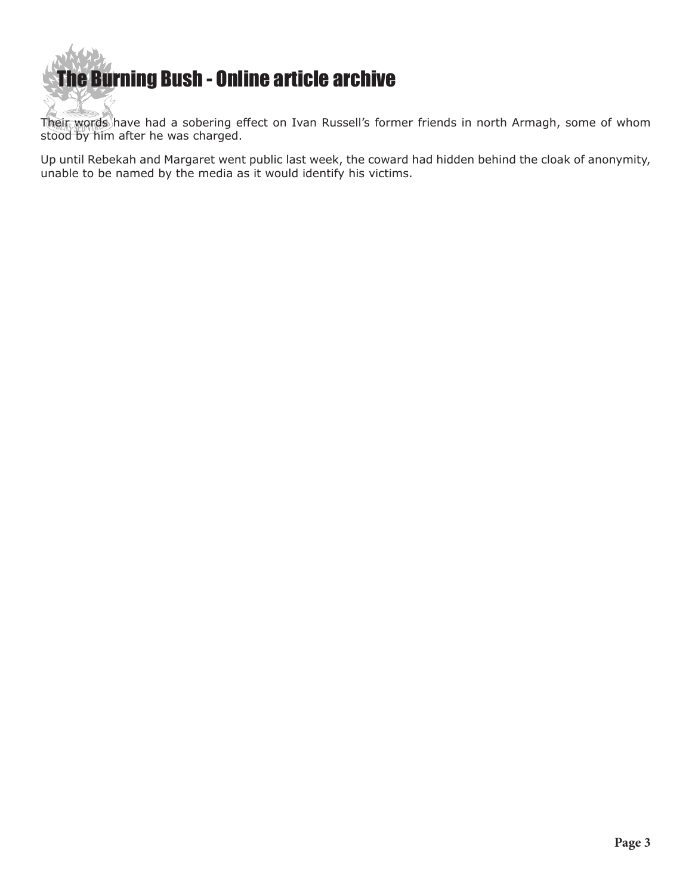Their words have had a sobering effect on Ivan Russell's former friends in north Armagh, some of whom stood by him after he was charged.

Up until Rebekah and Margaret went public last week, the coward had hidden behind the cloak of anonymity, unable to be named by the media as it would identify his victims.